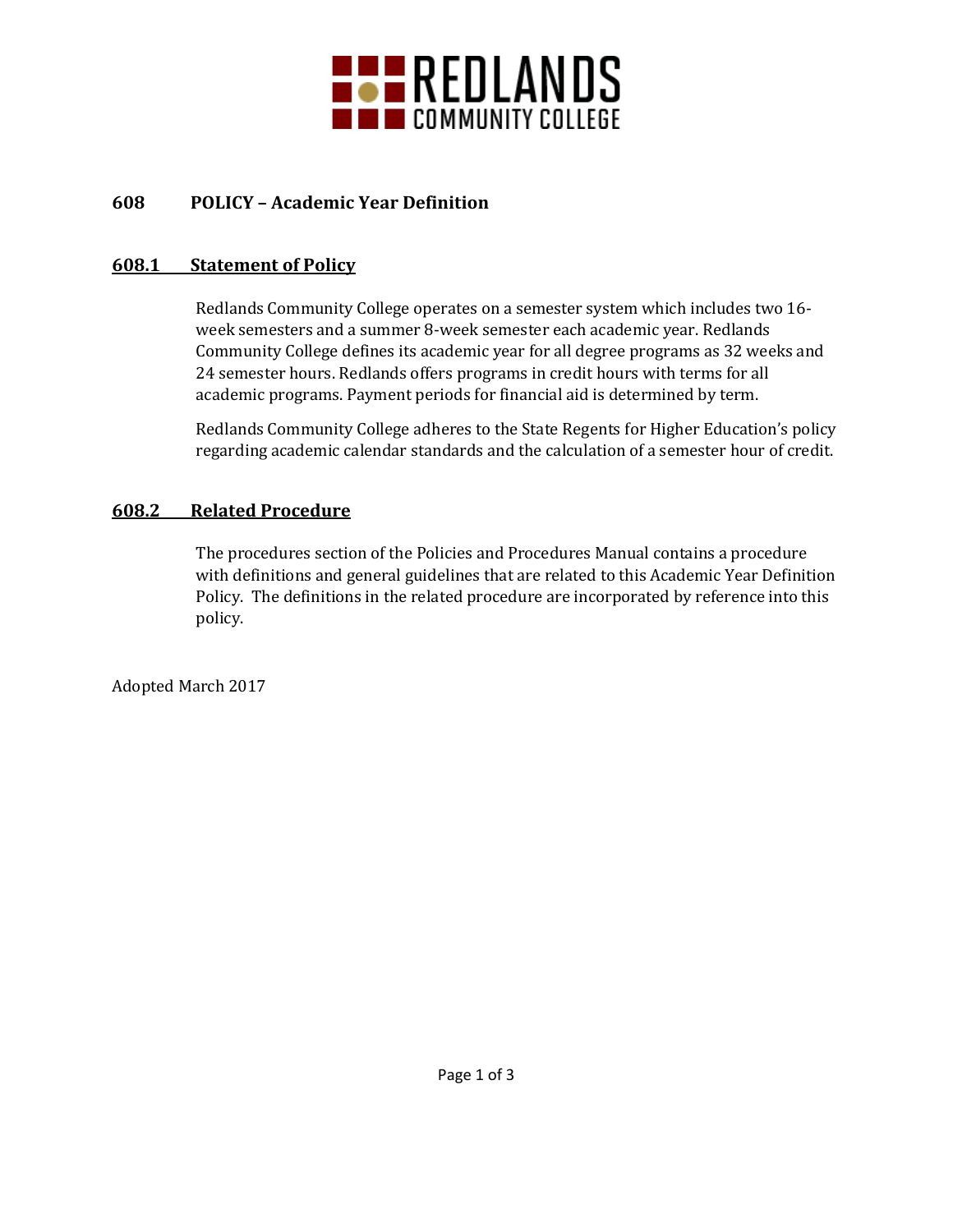# REDLANDS COMMUNITY COLLEGE

## 608 POLICY – Academic Year Definition

### 608.1 Statement of Policy

Redlands Community College operates on a semester system which includes two 16-week semesters and a summer 8-week semester each academic year. Redlands Community College defines its academic year for all degree programs as 32 weeks and 24 semester hours. Redlands offers programs in credit hours with terms for all academic programs. Payment periods for financial aid is determined by term.

Redlands Community College adheres to the State Regents for Higher Education's policy regarding academic calendar standards and the calculation of a semester hour of credit.

### 608.2 Related Procedure

The procedures section of the Policies and Procedures Manual contains a procedure with definitions and general guidelines that are related to this Academic Year Definition Policy. The definitions in the related procedure are incorporated by reference into this policy.

Adopted March 2017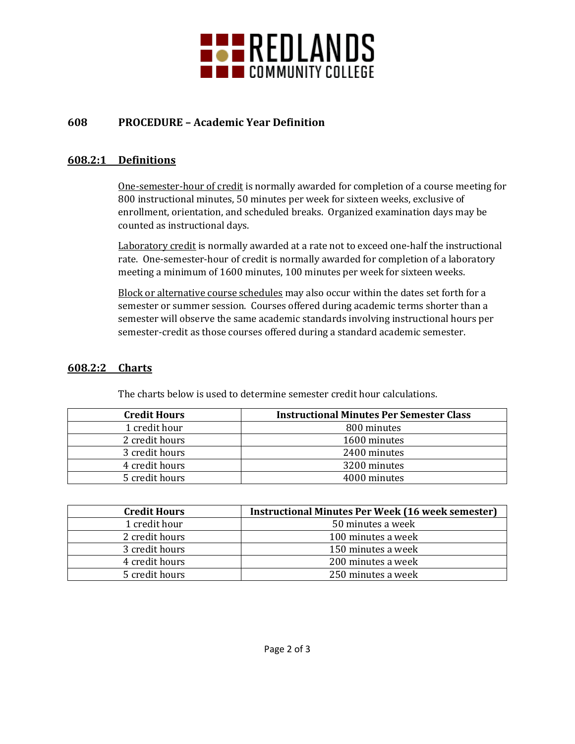## 608 PROCEDURE – Academic Year Definition

### 608.2:1 Definitions

One-semester-hour of credit is normally awarded for completion of a course meeting for 800 instructional minutes, 50 minutes per week for sixteen weeks, exclusive of enrollment, orientation, and scheduled breaks. Organized examination days may be counted as instructional days.

Laboratory credit is normally awarded at a rate not to exceed one-half the instructional rate. One-semester-hour of credit is normally awarded for completion of a laboratory meeting a minimum of 1600 minutes, 100 minutes per week for sixteen weeks.

Block or alternative course schedules may also occur within the dates set forth for a semester or summer session. Courses offered during academic terms shorter than a semester will observe the same academic standards involving instructional hours per semester-credit as those courses offered during a standard academic semester.

### 608.2:2 Charts

The charts below is used to determine semester credit hour calculations.

| Credit Hours | Instructional Minutes Per Semester Class |
|---|---|
| 1 credit hour | 800 minutes |
| 2 credit hours | 1600 minutes |
| 3 credit hours | 2400 minutes |
| 4 credit hours | 3200 minutes |
| 5 credit hours | 4000 minutes |

| Credit Hours | Instructional Minutes Per Week (16 week semester) |
|---|---|
| 1 credit hour | 50 minutes a week |
| 2 credit hours | 100 minutes a week |
| 3 credit hours | 150 minutes a week |
| 4 credit hours | 200 minutes a week |
| 5 credit hours | 250 minutes a week |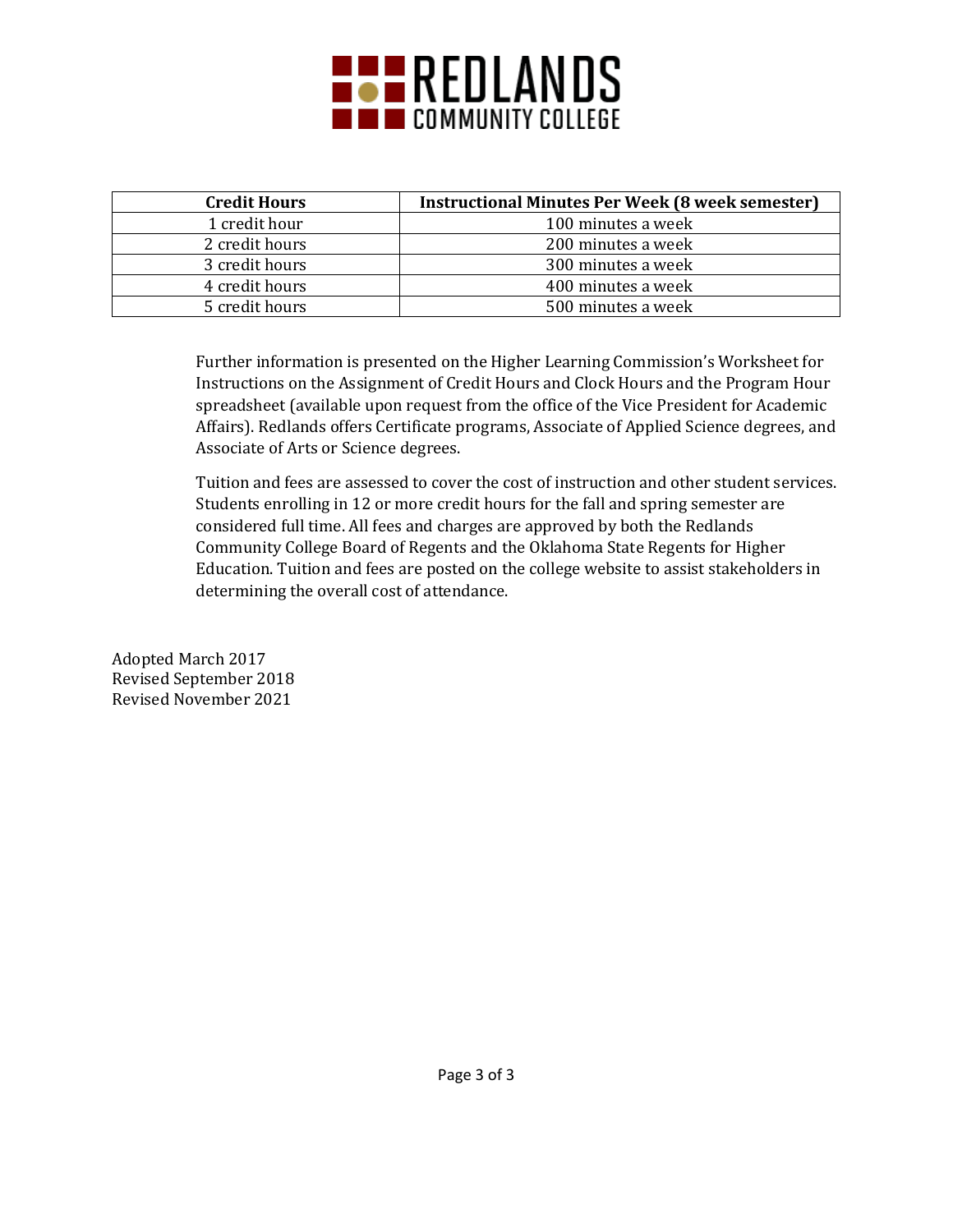| Credit Hours | Instructional Minutes Per Week (8 week semester) |
| --- | --- |
| 1 credit hour | 100 minutes a week |
| 2 credit hours | 200 minutes a week |
| 3 credit hours | 300 minutes a week |
| 4 credit hours | 400 minutes a week |
| 5 credit hours | 500 minutes a week |

Further information is presented on the Higher Learning Commission's Worksheet for Instructions on the Assignment of Credit Hours and Clock Hours and the Program Hour spreadsheet (available upon request from the office of the Vice President for Academic Affairs). Redlands offers Certificate programs, Associate of Applied Science degrees, and Associate of Arts or Science degrees.

Tuition and fees are assessed to cover the cost of instruction and other student services. Students enrolling in 12 or more credit hours for the fall and spring semester are considered full time. All fees and charges are approved by both the Redlands Community College Board of Regents and the Oklahoma State Regents for Higher Education. Tuition and fees are posted on the college website to assist stakeholders in determining the overall cost of attendance.

Adopted March 2017
Revised September 2018
Revised November 2021